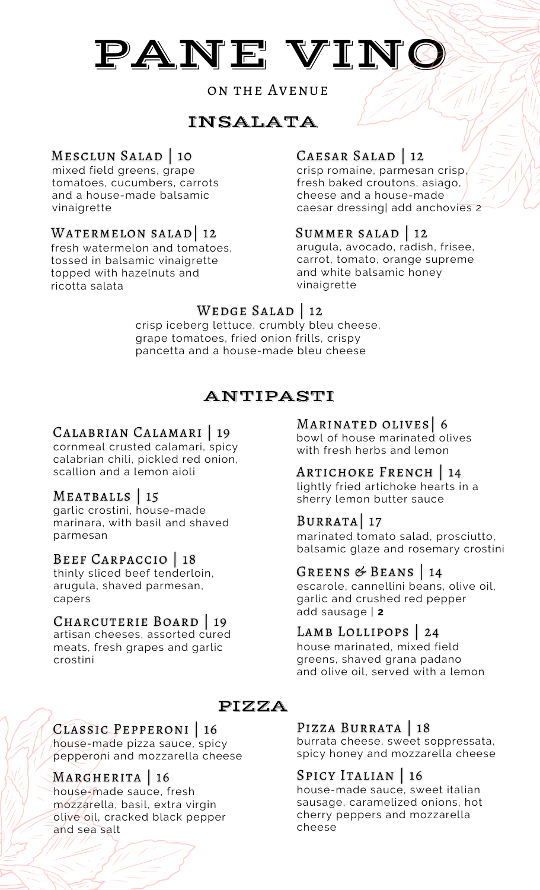# PANE VINO

ON THE AVENUE

## INSALATA

### Mesclun Salad | 10
mixed field greens, grape tomatoes, cucumbers, carrots and a house-made balsamic vinaigrette

### Caesar Salad | 12
crisp romaine, parmesan crisp, fresh baked croutons, asiago, cheese and a house-made caesar dressing| add anchovies 2

### Watermelon salad| 12
fresh watermelon and tomatoes, tossed in balsamic vinaigrette topped with hazelnuts and ricotta salata

### Summer salad | 12
arugula, avocado, radish, frisee, carrot, tomato, orange supreme and white balsamic honey vinaigrette

### Wedge Salad | 12
crisp iceberg lettuce, crumbly bleu cheese, grape tomatoes, fried onion frills, crispy pancetta and a house-made bleu cheese

## ANTIPASTI

### Calabrian Calamari | 19
cornmeal crusted calamari, spicy calabrian chili, pickled red onion, scallion and a lemon aioli

### Meatballs | 15
garlic crostini, house-made marinara, with basil and shaved parmesan

### Beef Carpaccio | 18
thinly sliced beef tenderloin, arugula, shaved parmesan, capers

### Charcuterie Board | 19
artisan cheeses, assorted cured meats, fresh grapes and garlic crostini

### Marinated olives| 6
bowl of house marinated olives with fresh herbs and lemon

### Artichoke French | 14
lightly fried artichoke hearts in a sherry lemon butter sauce

### Burrata| 17
marinated tomato salad, prosciutto, balsamic glaze and rosemary crostini

### Greens & Beans | 14
escarole, cannellini beans, olive oil, garlic and crushed red pepper
add sausage | **2**

### Lamb Lollipops | 24
house marinated, mixed field greens, shaved grana padano and olive oil, served with a lemon

## PIZZA

### Classic Pepperoni | 16
house-made pizza sauce, spicy pepperoni and mozzarella cheese

### Margherita | 16
house-made sauce, fresh mozzarella, basil, extra virgin olive oil, cracked black pepper and sea salt

### Pizza Burrata | 18
burrata cheese, sweet soppressata, spicy honey and mozzarella cheese

### Spicy Italian | 16
house-made sauce, sweet italian sausage, caramelized onions, hot cherry peppers and mozzarella cheese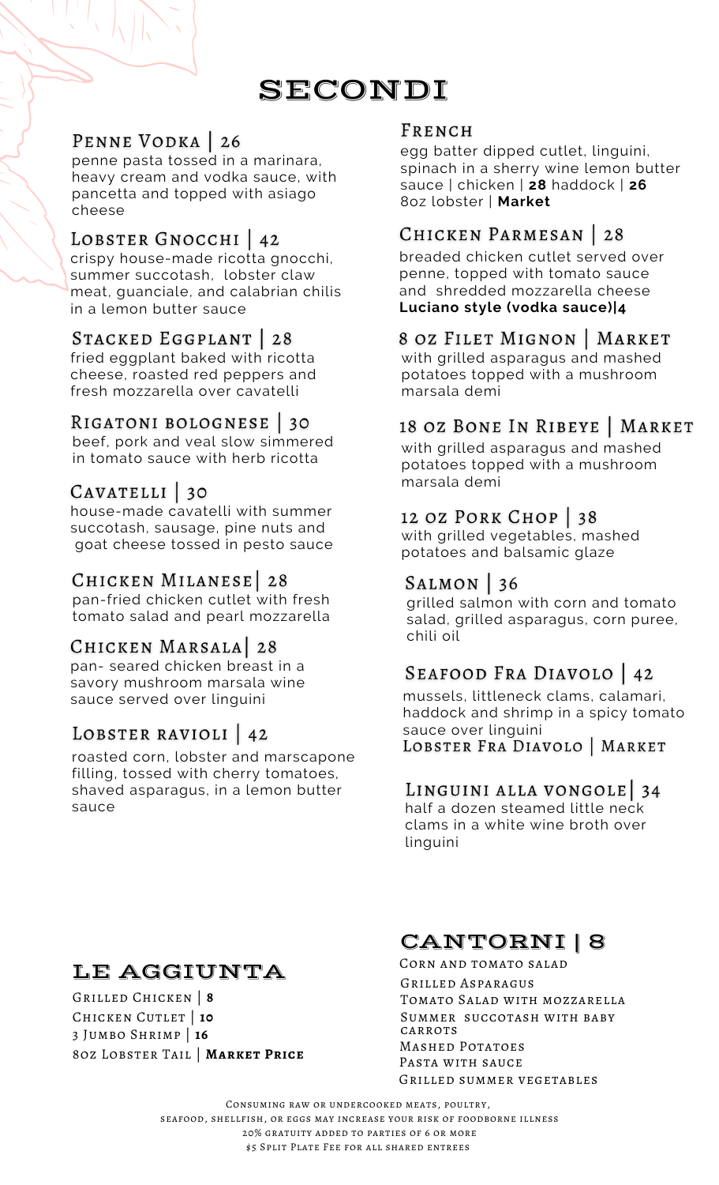# SECONDI

### Penne Vodka | 26
penne pasta tossed in a marinara, heavy cream and vodka sauce, with pancetta and topped with asiago cheese

### Lobster Gnocchi | 42
crispy house-made ricotta gnocchi, summer succotash, lobster claw meat, guanciale, and calabrian chilis in a lemon butter sauce

### Stacked Eggplant | 28
fried eggplant baked with ricotta cheese, roasted red peppers and fresh mozzarella over cavatelli

### Rigatoni bolognese | 30
beef, pork and veal slow simmered in tomato sauce with herb ricotta

### Cavatelli | 30
house-made cavatelli with summer succotash, sausage, pine nuts and goat cheese tossed in pesto sauce

### Chicken Milanese| 28
pan-fried chicken cutlet with fresh tomato salad and pearl mozzarella

### Chicken Marsala| 28
pan- seared chicken breast in a savory mushroom marsala wine sauce served over linguini

### Lobster ravioli | 42
roasted corn, lobster and marscapone filling, tossed with cherry tomatoes, shaved asparagus, in a lemon butter sauce

### French
egg batter dipped cutlet, linguini, spinach in a sherry wine lemon butter sauce | chicken | **28** haddock | **26** 8oz lobster | **Market**

### Chicken Parmesan | 28
breaded chicken cutlet served over penne, topped with tomato sauce and shredded mozzarella cheese
**Luciano style (vodka sauce)|4**

### 8 oz Filet Mignon | Market
with grilled asparagus and mashed potatoes topped with a mushroom marsala demi

### 18 oz Bone In Ribeye | Market
with grilled asparagus and mashed potatoes topped with a mushroom marsala demi

### 12 oz Pork Chop | 38
with grilled vegetables, mashed potatoes and balsamic glaze

### Salmon | 36
grilled salmon with corn and tomato salad, grilled asparagus, corn puree, chili oil

### Seafood Fra Diavolo | 42
mussels, littleneck clams, calamari, haddock and shrimp in a spicy tomato sauce over linguini
Lobster Fra Diavolo | Market

### Linguini alla vongole| 34
half a dozen steamed little neck clams in a white wine broth over linguini

## LE AGGIUNTA
Grilled Chicken | **8**
Chicken Cutlet | **10**
3 Jumbo Shrimp | **16**
8oz Lobster Tail | **Market Price**

## CANTORNI | 8
Corn and tomato salad
Grilled Asparagus
Tomato Salad with mozzarella
Summer succotash with baby carrots
Mashed Potatoes
Pasta with sauce
Grilled summer vegetables

Consuming raw or undercooked meats, poultry, seafood, shellfish, or eggs may increase your risk of foodborne illness
20% gratuity added to parties of 6 or more
$5 Split Plate Fee for all shared entrees